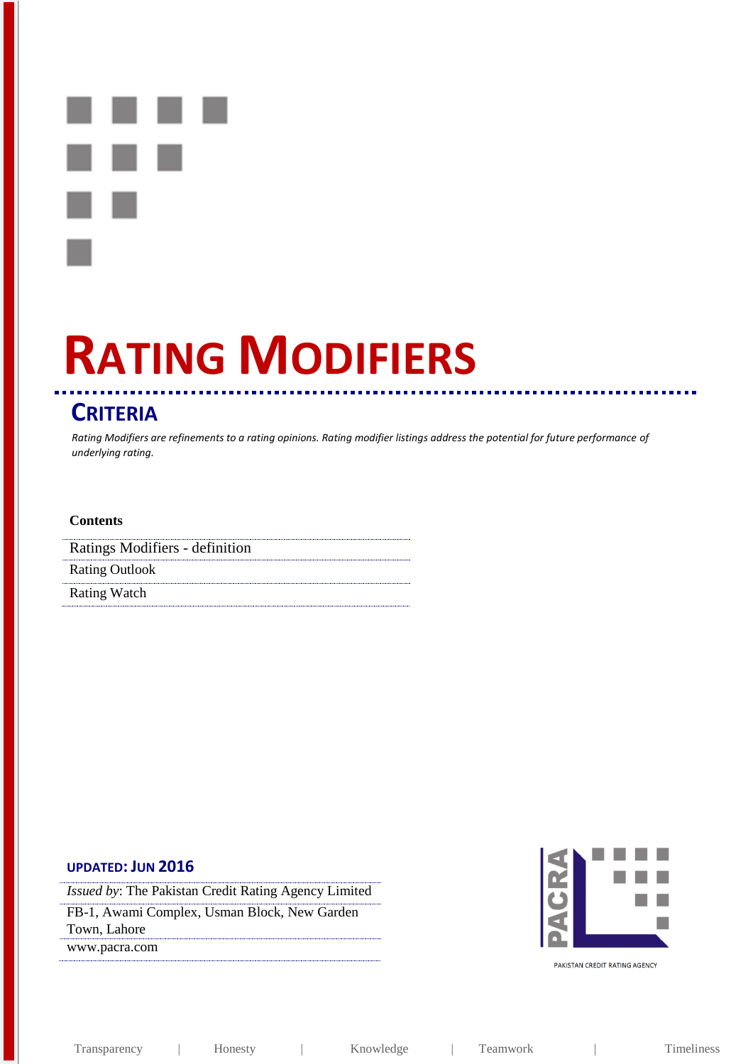# RATING MODIFIERS

## CRITERIA

*Rating Modifiers are refinements to a rating opinions. Rating modifier listings address the potential for future performance of underlying rating.*

**Contents**

| |
|---|
| Ratings Modifiers - definition |
| Rating Outlook |
| Rating Watch |

**UPDATED: JUN 2016**

*Issued by*: The Pakistan Credit Rating Agency Limited

FB-1, Awami Complex, Usman Block, New Garden Town, Lahore

www.pacra.com

PACRA

PAKISTAN CREDIT RATING AGENCY

Transparency | Honesty | Knowledge | Teamwork | Timeliness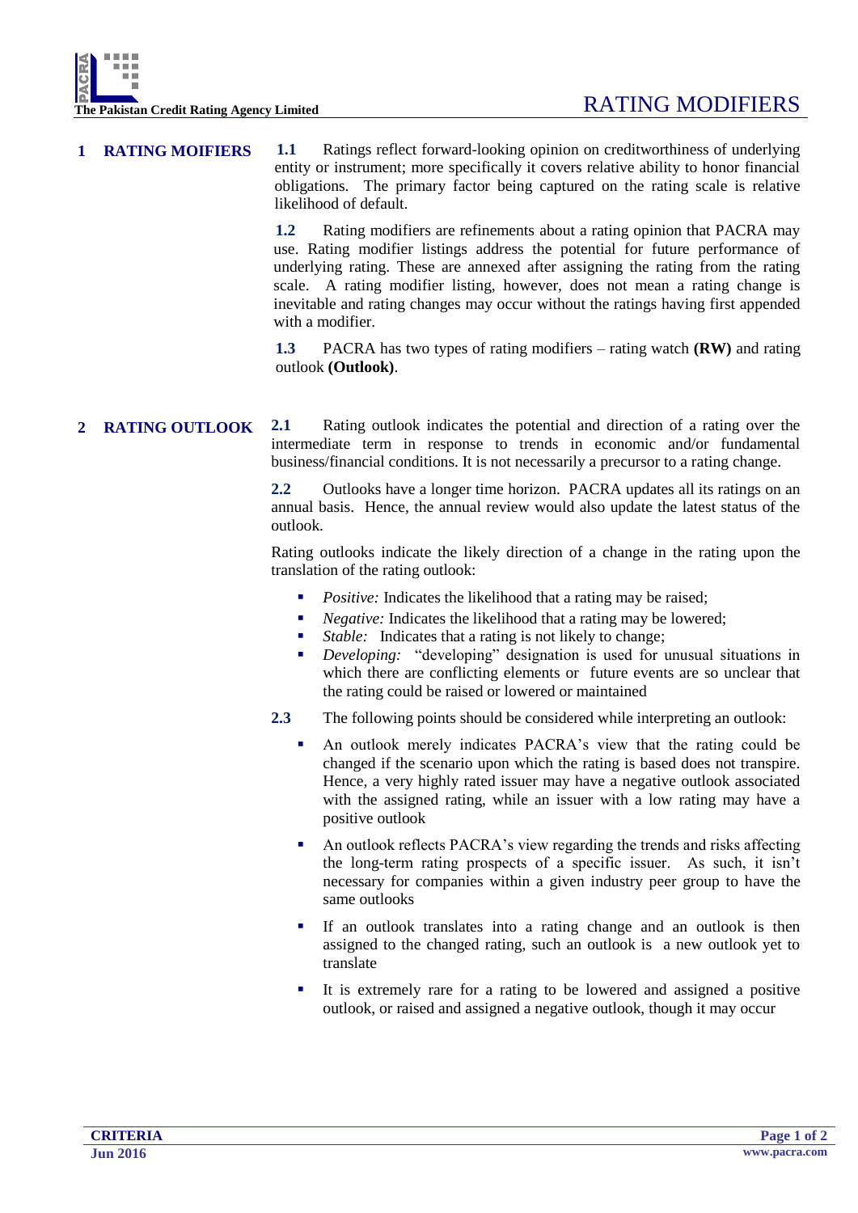## 1 RATING MOIFIERS

**1.1** Ratings reflect forward-looking opinion on creditworthiness of underlying entity or instrument; more specifically it covers relative ability to honor financial obligations. The primary factor being captured on the rating scale is relative likelihood of default.

**1.2** Rating modifiers are refinements about a rating opinion that PACRA may use. Rating modifier listings address the potential for future performance of underlying rating. These are annexed after assigning the rating from the rating scale. A rating modifier listing, however, does not mean a rating change is inevitable and rating changes may occur without the ratings having first appended with a modifier.

**1.3** PACRA has two types of rating modifiers – rating watch **(RW)** and rating outlook **(Outlook)**.

## 2 RATING OUTLOOK

**2.1** Rating outlook indicates the potential and direction of a rating over the intermediate term in response to trends in economic and/or fundamental business/financial conditions. It is not necessarily a precursor to a rating change.

**2.2** Outlooks have a longer time horizon. PACRA updates all its ratings on an annual basis. Hence, the annual review would also update the latest status of the outlook.

Rating outlooks indicate the likely direction of a change in the rating upon the translation of the rating outlook:

- *Positive:* Indicates the likelihood that a rating may be raised;
- *Negative:* Indicates the likelihood that a rating may be lowered;
- *Stable:* Indicates that a rating is not likely to change;
- *Developing:* "developing" designation is used for unusual situations in which there are conflicting elements or future events are so unclear that the rating could be raised or lowered or maintained

**2.3** The following points should be considered while interpreting an outlook:

- An outlook merely indicates PACRA's view that the rating could be changed if the scenario upon which the rating is based does not transpire. Hence, a very highly rated issuer may have a negative outlook associated with the assigned rating, while an issuer with a low rating may have a positive outlook
- An outlook reflects PACRA's view regarding the trends and risks affecting the long-term rating prospects of a specific issuer. As such, it isn't necessary for companies within a given industry peer group to have the same outlooks
- If an outlook translates into a rating change and an outlook is then assigned to the changed rating, such an outlook is a new outlook yet to translate
- It is extremely rare for a rating to be lowered and assigned a positive outlook, or raised and assigned a negative outlook, though it may occur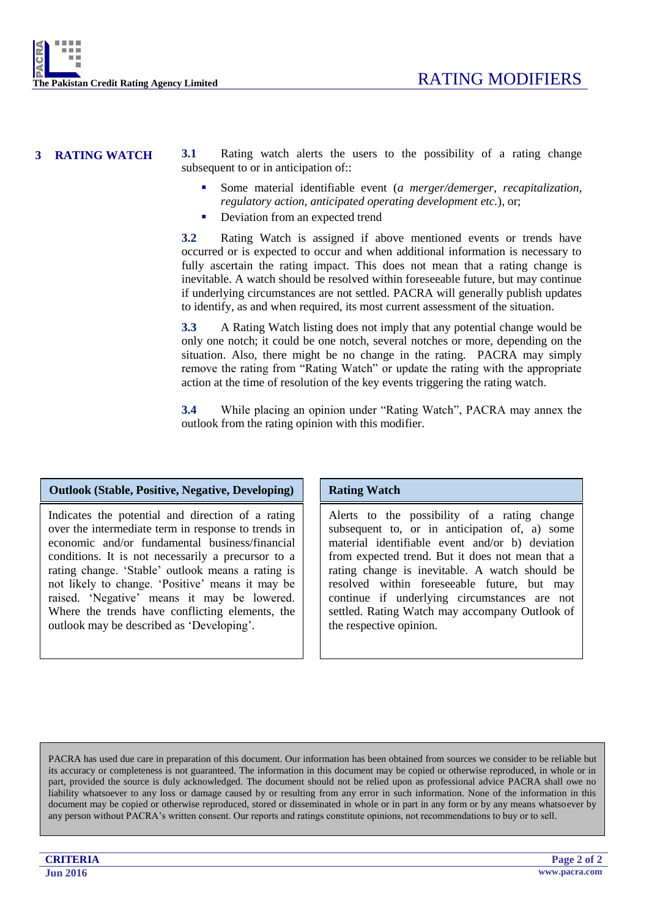## 3 RATING WATCH

**3.1** Rating watch alerts the users to the possibility of a rating change subsequent to or in anticipation of::

- Some material identifiable event (*a merger/demerger, recapitalization, regulatory action, anticipated operating development etc.*), or;
- Deviation from an expected trend

**3.2** Rating Watch is assigned if above mentioned events or trends have occurred or is expected to occur and when additional information is necessary to fully ascertain the rating impact. This does not mean that a rating change is inevitable. A watch should be resolved within foreseeable future, but may continue if underlying circumstances are not settled. PACRA will generally publish updates to identify, as and when required, its most current assessment of the situation.

**3.3** A Rating Watch listing does not imply that any potential change would be only one notch; it could be one notch, several notches or more, depending on the situation. Also, there might be no change in the rating. PACRA may simply remove the rating from "Rating Watch" or update the rating with the appropriate action at the time of resolution of the key events triggering the rating watch.

**3.4** While placing an opinion under "Rating Watch", PACRA may annex the outlook from the rating opinion with this modifier.

| **Outlook (Stable, Positive, Negative, Developing)** | **Rating Watch** |
|---|---|
| Indicates the potential and direction of a rating over the intermediate term in response to trends in economic and/or fundamental business/financial conditions. It is not necessarily a precursor to a rating change. 'Stable' outlook means a rating is not likely to change. 'Positive' means it may be raised. 'Negative' means it may be lowered. Where the trends have conflicting elements, the outlook may be described as 'Developing'. | Alerts to the possibility of a rating change subsequent to, or in anticipation of, a) some material identifiable event and/or b) deviation from expected trend. But it does not mean that a rating change is inevitable. A watch should be resolved within foreseeable future, but may continue if underlying circumstances are not settled. Rating Watch may accompany Outlook of the respective opinion. |

PACRA has used due care in preparation of this document. Our information has been obtained from sources we consider to be reliable but its accuracy or completeness is not guaranteed. The information in this document may be copied or otherwise reproduced, in whole or in part, provided the source is duly acknowledged. The document should not be relied upon as professional advice PACRA shall owe no liability whatsoever to any loss or damage caused by or resulting from any error in such information. None of the information in this document may be copied or otherwise reproduced, stored or disseminated in whole or in part in any form or by any means whatsoever by any person without PACRA's written consent. Our reports and ratings constitute opinions, not recommendations to buy or to sell.